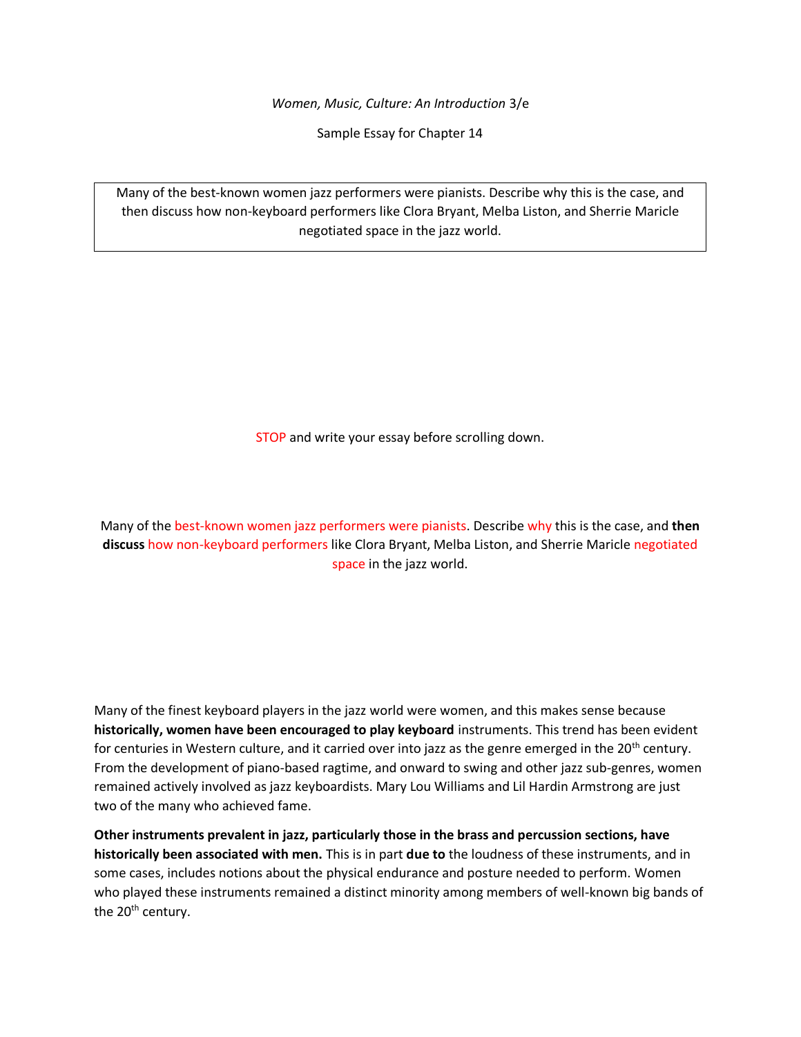*Women, Music, Culture: An Introduction* 3/e

Sample Essay for Chapter 14

Many of the best-known women jazz performers were pianists. Describe why this is the case, and then discuss how non-keyboard performers like Clora Bryant, Melba Liston, and Sherrie Maricle negotiated space in the jazz world.

STOP and write your essay before scrolling down.

Many of the best-known women jazz performers were pianists. Describe why this is the case, and **then discuss** how non-keyboard performers like Clora Bryant, Melba Liston, and Sherrie Maricle negotiated space in the jazz world.

Many of the finest keyboard players in the jazz world were women, and this makes sense because **historically, women have been encouraged to play keyboard** instruments. This trend has been evident for centuries in Western culture, and it carried over into jazz as the genre emerged in the 20th century. From the development of piano-based ragtime, and onward to swing and other jazz sub-genres, women remained actively involved as jazz keyboardists. Mary Lou Williams and Lil Hardin Armstrong are just two of the many who achieved fame.

**Other instruments prevalent in jazz, particularly those in the brass and percussion sections, have historically been associated with men.** This is in part **due to** the loudness of these instruments, and in some cases, includes notions about the physical endurance and posture needed to perform. Women who played these instruments remained a distinct minority among members of well-known big bands of the 20th century.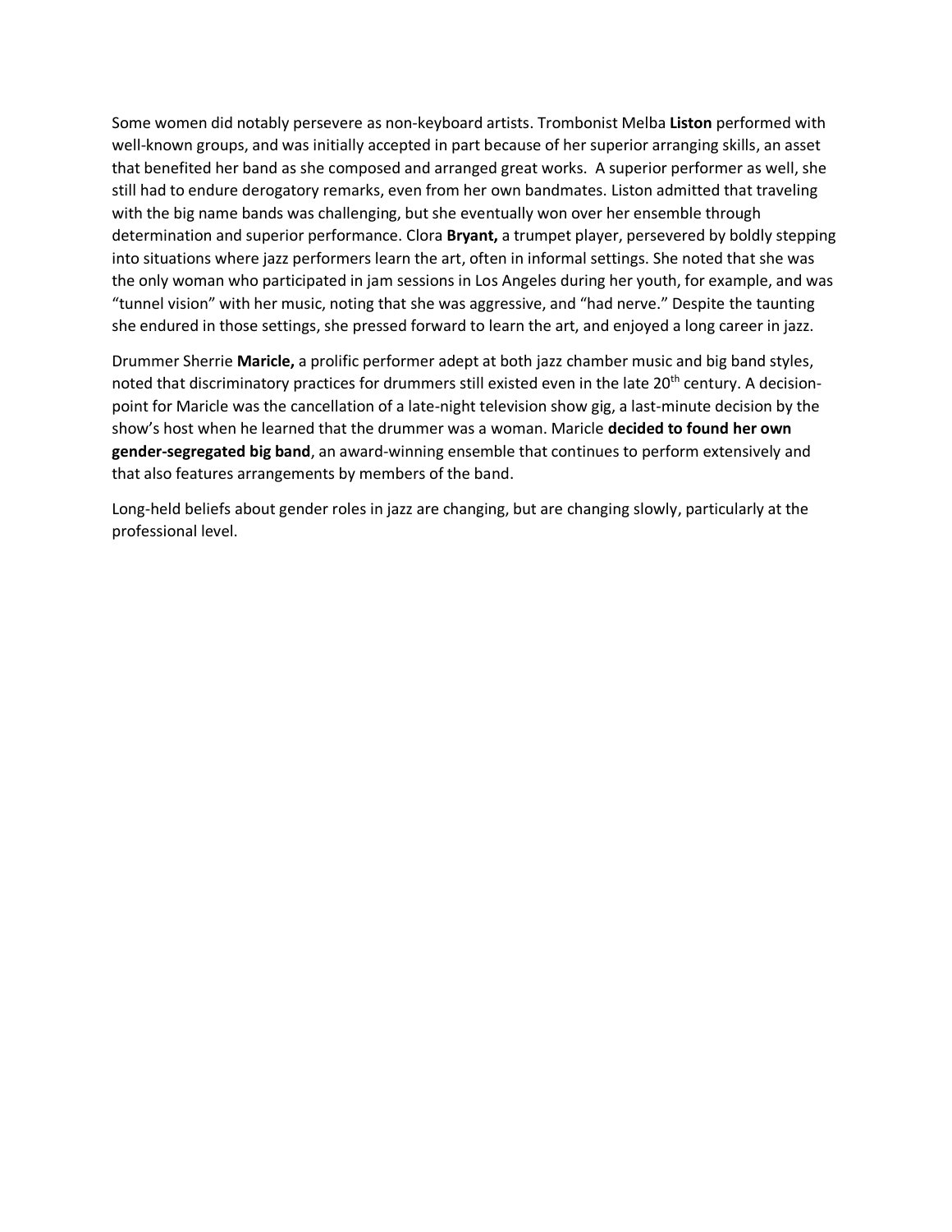Some women did notably persevere as non-keyboard artists. Trombonist Melba **Liston** performed with well-known groups, and was initially accepted in part because of her superior arranging skills, an asset that benefited her band as she composed and arranged great works. A superior performer as well, she still had to endure derogatory remarks, even from her own bandmates. Liston admitted that traveling with the big name bands was challenging, but she eventually won over her ensemble through determination and superior performance. Clora **Bryant,** a trumpet player, persevered by boldly stepping into situations where jazz performers learn the art, often in informal settings. She noted that she was the only woman who participated in jam sessions in Los Angeles during her youth, for example, and was "tunnel vision" with her music, noting that she was aggressive, and "had nerve." Despite the taunting she endured in those settings, she pressed forward to learn the art, and enjoyed a long career in jazz.

Drummer Sherrie **Maricle,** a prolific performer adept at both jazz chamber music and big band styles, noted that discriminatory practices for drummers still existed even in the late 20th century. A decision-point for Maricle was the cancellation of a late-night television show gig, a last-minute decision by the show's host when he learned that the drummer was a woman. Maricle **decided to found her own gender-segregated big band**, an award-winning ensemble that continues to perform extensively and that also features arrangements by members of the band.

Long-held beliefs about gender roles in jazz are changing, but are changing slowly, particularly at the professional level.